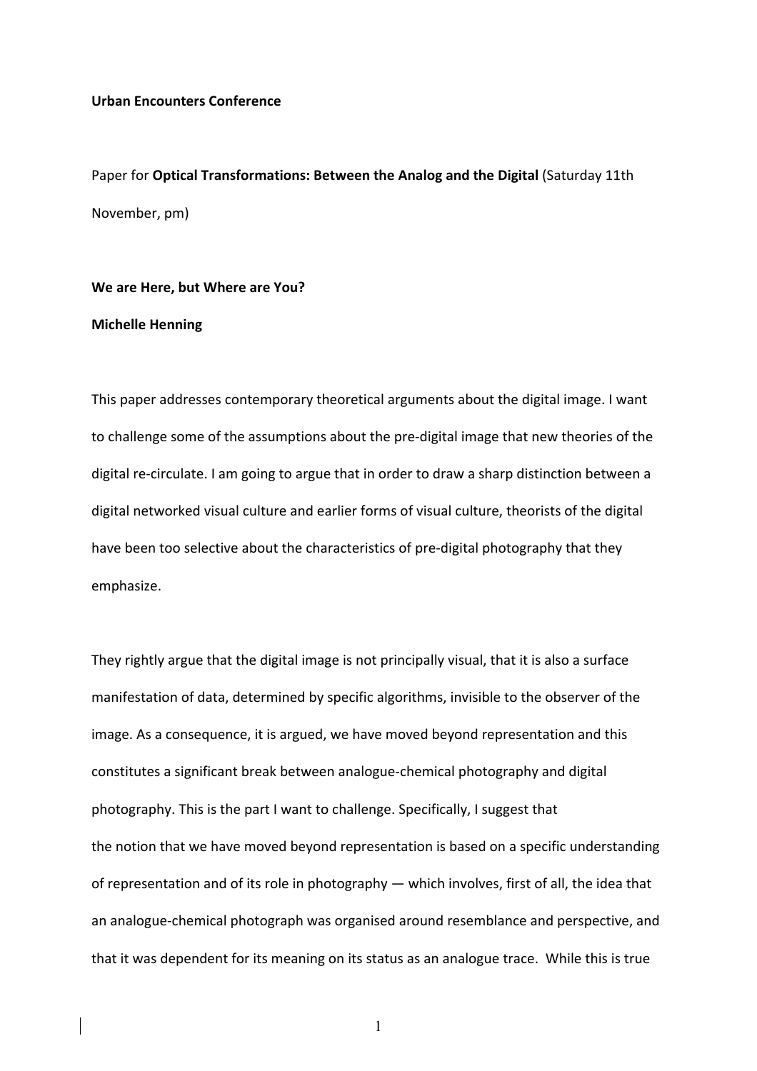**Urban Encounters Conference**

Paper for **Optical Transformations: Between the Analog and the Digital** (Saturday 11th November, pm)

**We are Here, but Where are You?**

**Michelle Henning**

This paper addresses contemporary theoretical arguments about the digital image. I want to challenge some of the assumptions about the pre-digital image that new theories of the digital re-circulate. I am going to argue that in order to draw a sharp distinction between a digital networked visual culture and earlier forms of visual culture, theorists of the digital have been too selective about the characteristics of pre-digital photography that they emphasize.

They rightly argue that the digital image is not principally visual, that it is also a surface manifestation of data, determined by specific algorithms, invisible to the observer of the image. As a consequence, it is argued, we have moved beyond representation and this constitutes a significant break between analogue-chemical photography and digital photography. This is the part I want to challenge. Specifically, I suggest that the notion that we have moved beyond representation is based on a specific understanding of representation and of its role in photography — which involves, first of all, the idea that an analogue-chemical photograph was organised around resemblance and perspective, and that it was dependent for its meaning on its status as an analogue trace. While this is true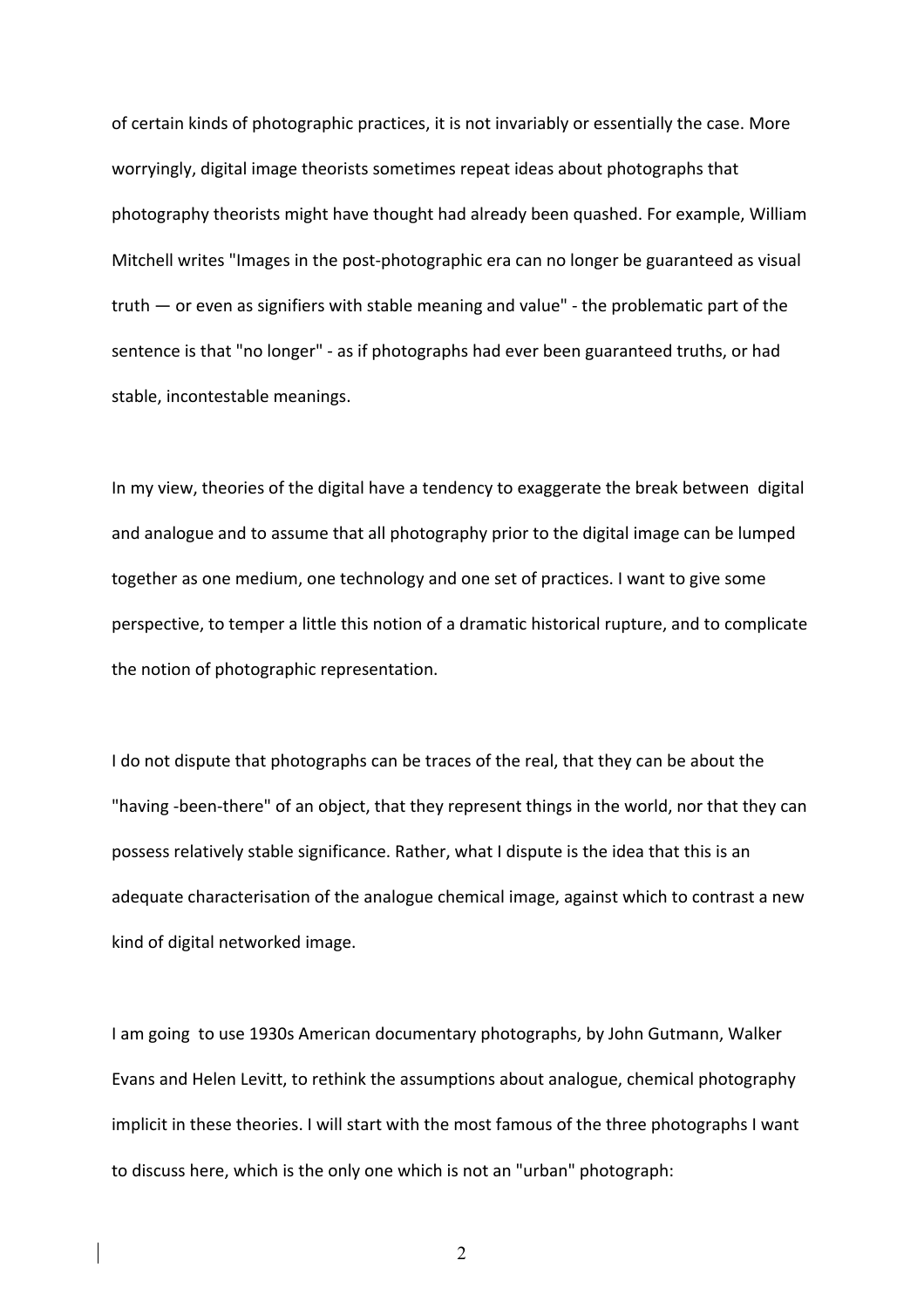of certain kinds of photographic practices, it is not invariably or essentially the case. More worryingly, digital image theorists sometimes repeat ideas about photographs that photography theorists might have thought had already been quashed. For example, William Mitchell writes "Images in the post-photographic era can no longer be guaranteed as visual truth — or even as signifiers with stable meaning and value" - the problematic part of the sentence is that "no longer" - as if photographs had ever been guaranteed truths, or had stable, incontestable meanings.

In my view, theories of the digital have a tendency to exaggerate the break between digital and analogue and to assume that all photography prior to the digital image can be lumped together as one medium, one technology and one set of practices. I want to give some perspective, to temper a little this notion of a dramatic historical rupture, and to complicate the notion of photographic representation.

I do not dispute that photographs can be traces of the real, that they can be about the "having -been-there" of an object, that they represent things in the world, nor that they can possess relatively stable significance. Rather, what I dispute is the idea that this is an adequate characterisation of the analogue chemical image, against which to contrast a new kind of digital networked image.

I am going to use 1930s American documentary photographs, by John Gutmann, Walker Evans and Helen Levitt, to rethink the assumptions about analogue, chemical photography implicit in these theories. I will start with the most famous of the three photographs I want to discuss here, which is the only one which is not an "urban" photograph: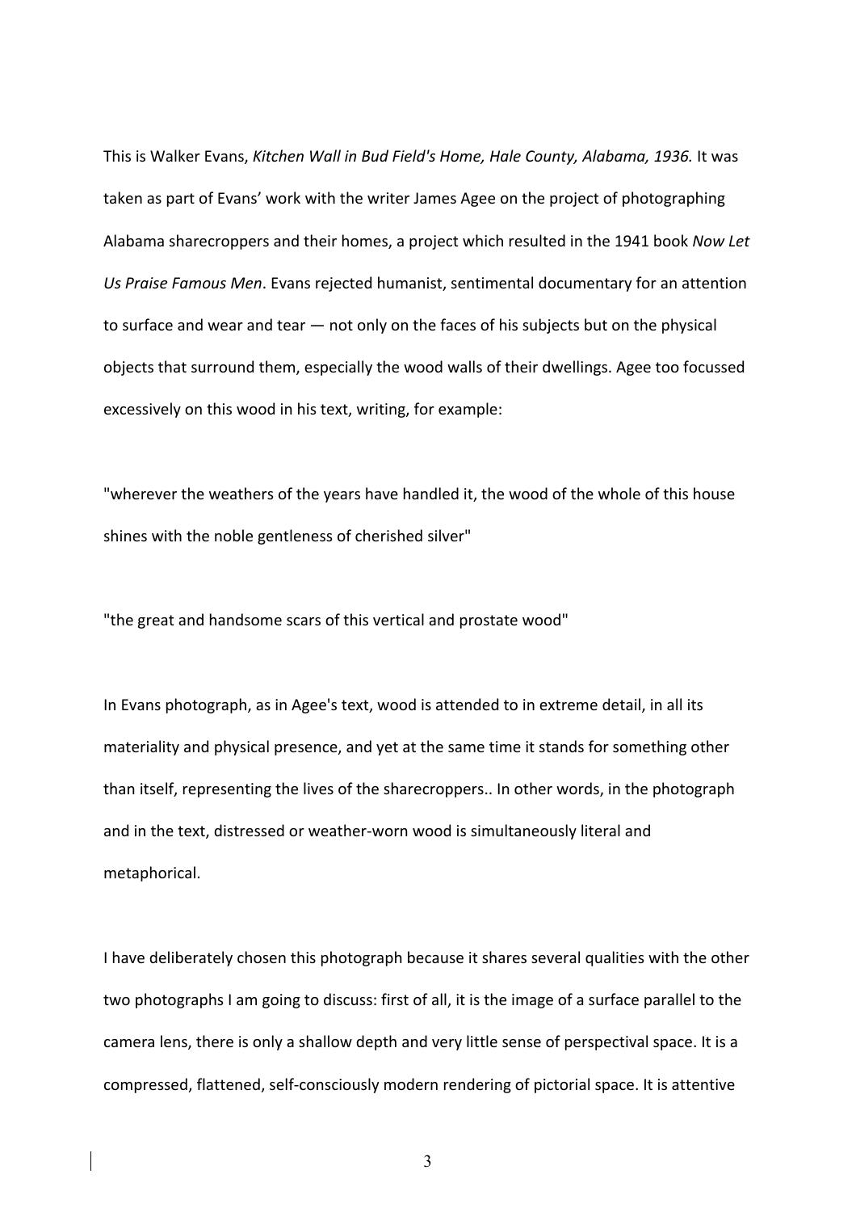This is Walker Evans, *Kitchen Wall in Bud Field's Home, Hale County, Alabama, 1936.* It was taken as part of Evans' work with the writer James Agee on the project of photographing Alabama sharecroppers and their homes, a project which resulted in the 1941 book *Now Let Us Praise Famous Men*. Evans rejected humanist, sentimental documentary for an attention to surface and wear and tear — not only on the faces of his subjects but on the physical objects that surround them, especially the wood walls of their dwellings. Agee too focussed excessively on this wood in his text, writing, for example:

"wherever the weathers of the years have handled it, the wood of the whole of this house shines with the noble gentleness of cherished silver"

"the great and handsome scars of this vertical and prostate wood"

In Evans photograph, as in Agee's text, wood is attended to in extreme detail, in all its materiality and physical presence, and yet at the same time it stands for something other than itself, representing the lives of the sharecroppers.. In other words, in the photograph and in the text, distressed or weather-worn wood is simultaneously literal and metaphorical.

I have deliberately chosen this photograph because it shares several qualities with the other two photographs I am going to discuss: first of all, it is the image of a surface parallel to the camera lens, there is only a shallow depth and very little sense of perspectival space. It is a compressed, flattened, self-consciously modern rendering of pictorial space. It is attentive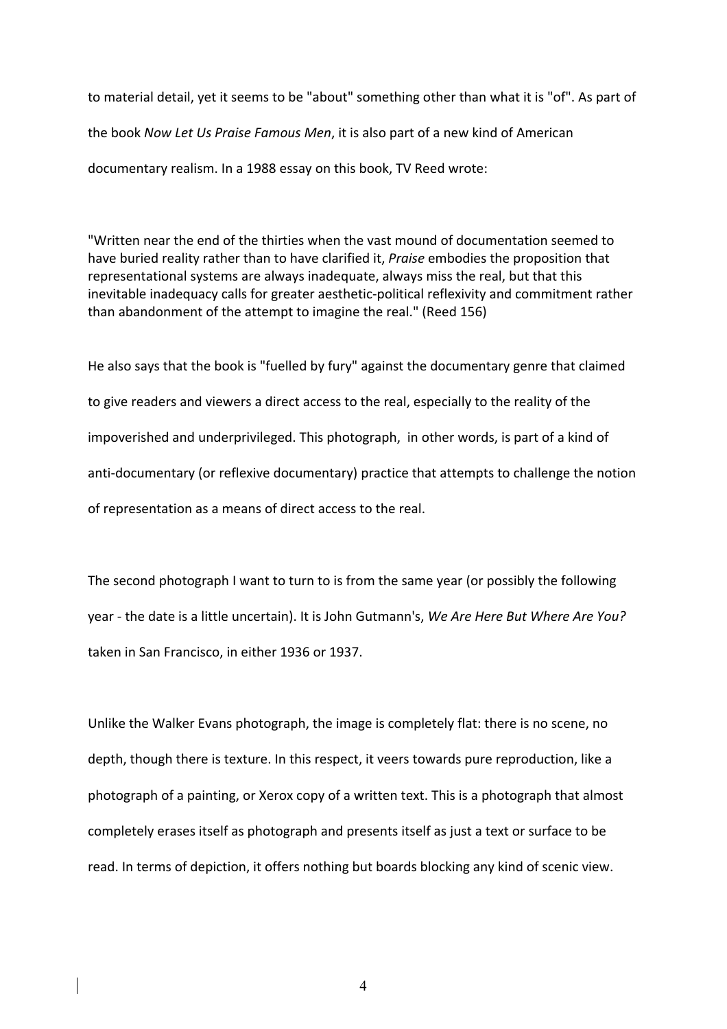to material detail, yet it seems to be "about" something other than what it is "of". As part of the book *Now Let Us Praise Famous Men*, it is also part of a new kind of American documentary realism. In a 1988 essay on this book, TV Reed wrote:

> "Written near the end of the thirties when the vast mound of documentation seemed to have buried reality rather than to have clarified it, *Praise* embodies the proposition that representational systems are always inadequate, always miss the real, but that this inevitable inadequacy calls for greater aesthetic-political reflexivity and commitment rather than abandonment of the attempt to imagine the real." (Reed 156)

He also says that the book is "fuelled by fury" against the documentary genre that claimed to give readers and viewers a direct access to the real, especially to the reality of the impoverished and underprivileged. This photograph, in other words, is part of a kind of anti-documentary (or reflexive documentary) practice that attempts to challenge the notion of representation as a means of direct access to the real.

The second photograph I want to turn to is from the same year (or possibly the following year - the date is a little uncertain). It is John Gutmann's, *We Are Here But Where Are You?* taken in San Francisco, in either 1936 or 1937.

Unlike the Walker Evans photograph, the image is completely flat: there is no scene, no depth, though there is texture. In this respect, it veers towards pure reproduction, like a photograph of a painting, or Xerox copy of a written text. This is a photograph that almost completely erases itself as photograph and presents itself as just a text or surface to be read. In terms of depiction, it offers nothing but boards blocking any kind of scenic view.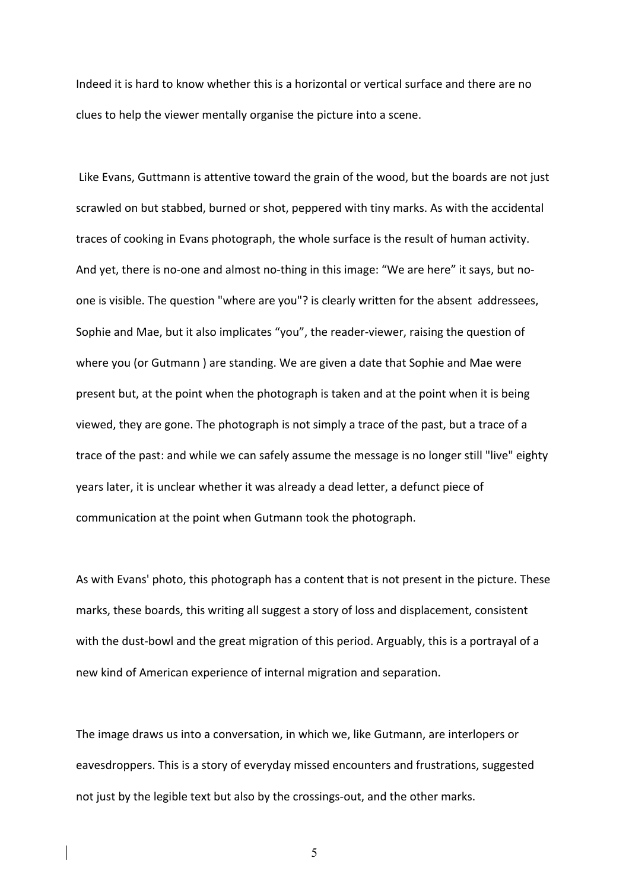Indeed it is hard to know whether this is a horizontal or vertical surface and there are no clues to help the viewer mentally organise the picture into a scene.

Like Evans, Guttmann is attentive toward the grain of the wood, but the boards are not just scrawled on but stabbed, burned or shot, peppered with tiny marks. As with the accidental traces of cooking in Evans photograph, the whole surface is the result of human activity. And yet, there is no-one and almost no-thing in this image: "We are here" it says, but no-one is visible. The question "where are you"? is clearly written for the absent addressees, Sophie and Mae, but it also implicates "you", the reader-viewer, raising the question of where you (or Gutmann ) are standing. We are given a date that Sophie and Mae were present but, at the point when the photograph is taken and at the point when it is being viewed, they are gone. The photograph is not simply a trace of the past, but a trace of a trace of the past: and while we can safely assume the message is no longer still "live" eighty years later, it is unclear whether it was already a dead letter, a defunct piece of communication at the point when Gutmann took the photograph.

As with Evans' photo, this photograph has a content that is not present in the picture. These marks, these boards, this writing all suggest a story of loss and displacement, consistent with the dust-bowl and the great migration of this period. Arguably, this is a portrayal of a new kind of American experience of internal migration and separation.

The image draws us into a conversation, in which we, like Gutmann, are interlopers or eavesdroppers. This is a story of everyday missed encounters and frustrations, suggested not just by the legible text but also by the crossings-out, and the other marks.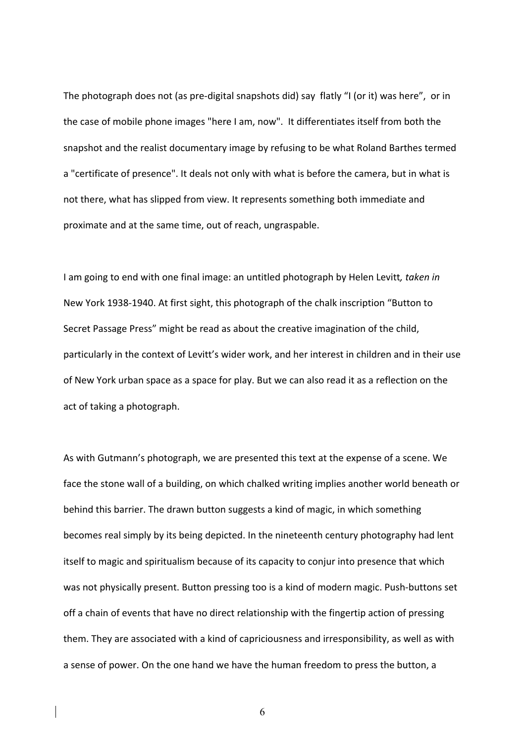The photograph does not (as pre-digital snapshots did) say flatly "I (or it) was here", or in the case of mobile phone images "here I am, now". It differentiates itself from both the snapshot and the realist documentary image by refusing to be what Roland Barthes termed a "certificate of presence". It deals not only with what is before the camera, but in what is not there, what has slipped from view. It represents something both immediate and proximate and at the same time, out of reach, ungraspable.

I am going to end with one final image: an untitled photograph by Helen Levitt*, taken in* New York 1938-1940. At first sight, this photograph of the chalk inscription "Button to Secret Passage Press" might be read as about the creative imagination of the child, particularly in the context of Levitt's wider work, and her interest in children and in their use of New York urban space as a space for play. But we can also read it as a reflection on the act of taking a photograph.

As with Gutmann's photograph, we are presented this text at the expense of a scene. We face the stone wall of a building, on which chalked writing implies another world beneath or behind this barrier. The drawn button suggests a kind of magic, in which something becomes real simply by its being depicted. In the nineteenth century photography had lent itself to magic and spiritualism because of its capacity to conjur into presence that which was not physically present. Button pressing too is a kind of modern magic. Push-buttons set off a chain of events that have no direct relationship with the fingertip action of pressing them. They are associated with a kind of capriciousness and irresponsibility, as well as with a sense of power. On the one hand we have the human freedom to press the button, a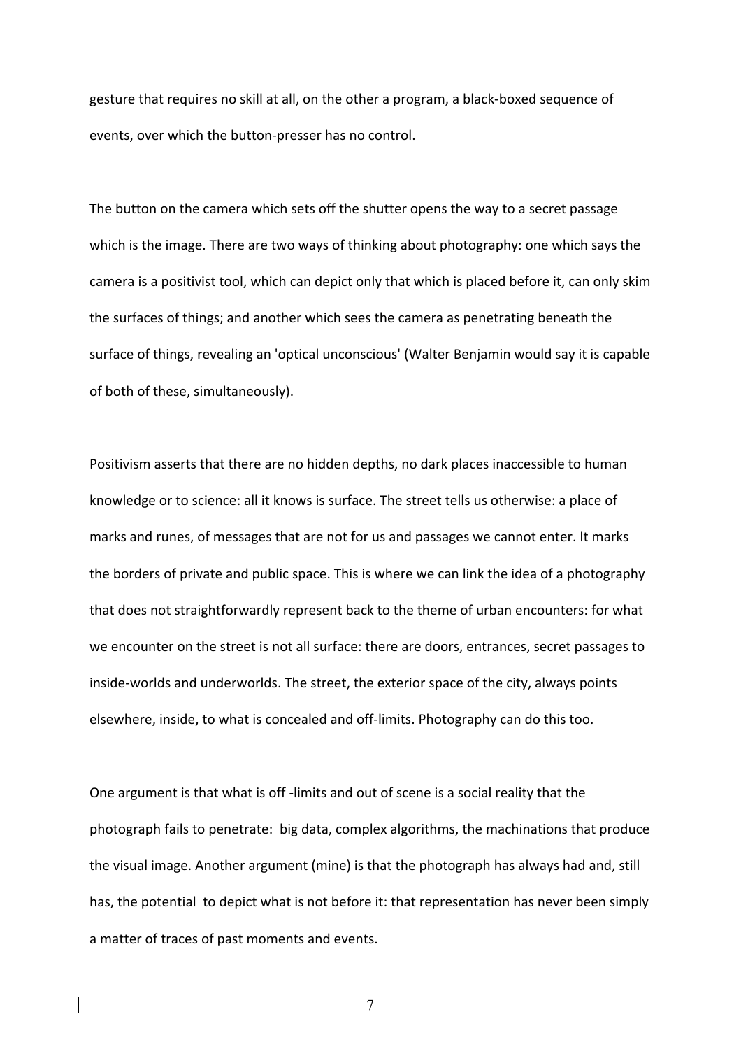gesture that requires no skill at all, on the other a program, a black-boxed sequence of events, over which the button-presser has no control.

The button on the camera which sets off the shutter opens the way to a secret passage which is the image. There are two ways of thinking about photography: one which says the camera is a positivist tool, which can depict only that which is placed before it, can only skim the surfaces of things; and another which sees the camera as penetrating beneath the surface of things, revealing an 'optical unconscious' (Walter Benjamin would say it is capable of both of these, simultaneously).

Positivism asserts that there are no hidden depths, no dark places inaccessible to human knowledge or to science: all it knows is surface. The street tells us otherwise: a place of marks and runes, of messages that are not for us and passages we cannot enter. It marks the borders of private and public space. This is where we can link the idea of a photography that does not straightforwardly represent back to the theme of urban encounters: for what we encounter on the street is not all surface: there are doors, entrances, secret passages to inside-worlds and underworlds. The street, the exterior space of the city, always points elsewhere, inside, to what is concealed and off-limits. Photography can do this too.

One argument is that what is off -limits and out of scene is a social reality that the photograph fails to penetrate: big data, complex algorithms, the machinations that produce the visual image. Another argument (mine) is that the photograph has always had and, still has, the potential to depict what is not before it: that representation has never been simply a matter of traces of past moments and events.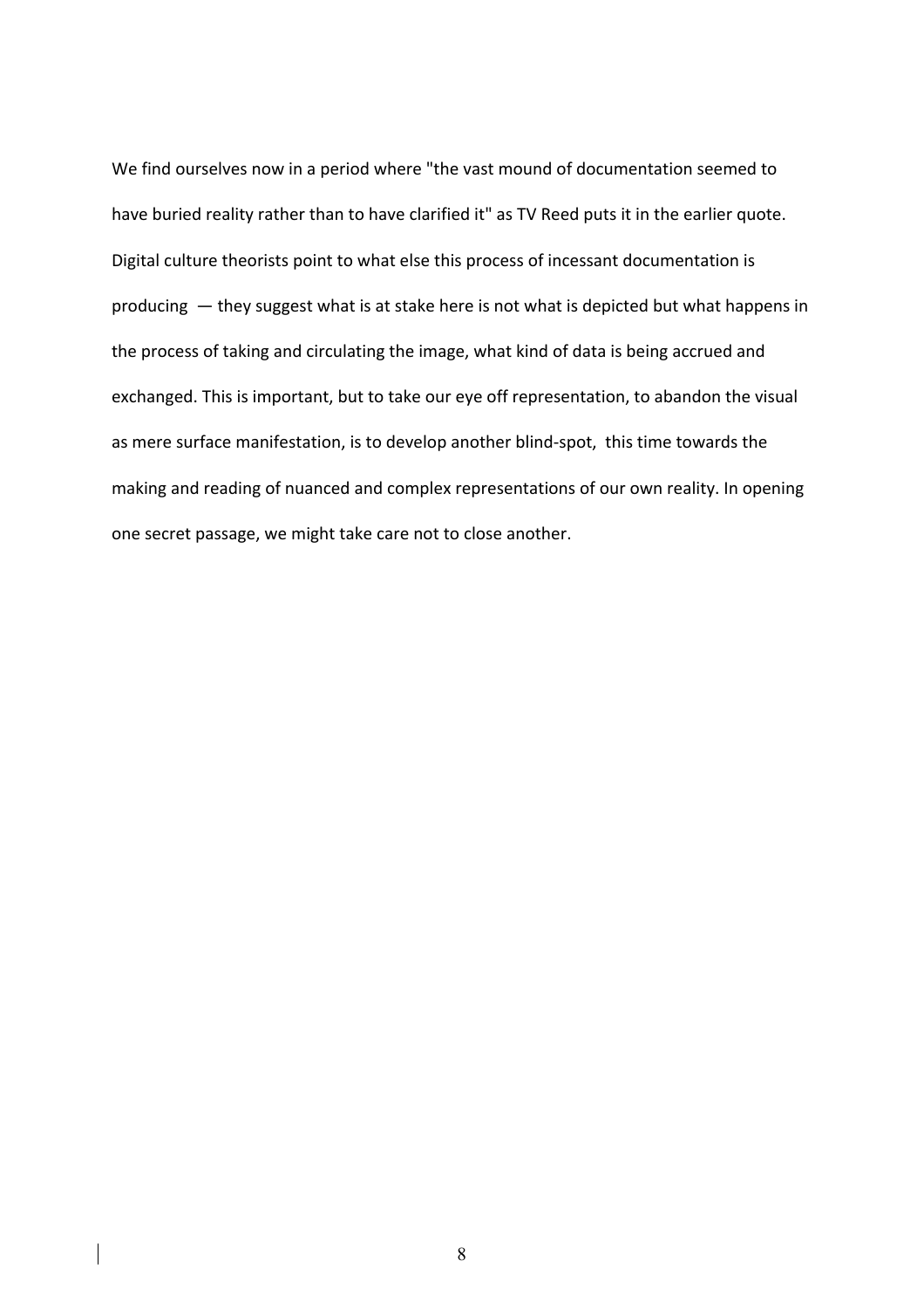We find ourselves now in a period where "the vast mound of documentation seemed to have buried reality rather than to have clarified it" as TV Reed puts it in the earlier quote. Digital culture theorists point to what else this process of incessant documentation is producing — they suggest what is at stake here is not what is depicted but what happens in the process of taking and circulating the image, what kind of data is being accrued and exchanged. This is important, but to take our eye off representation, to abandon the visual as mere surface manifestation, is to develop another blind-spot, this time towards the making and reading of nuanced and complex representations of our own reality. In opening one secret passage, we might take care not to close another.